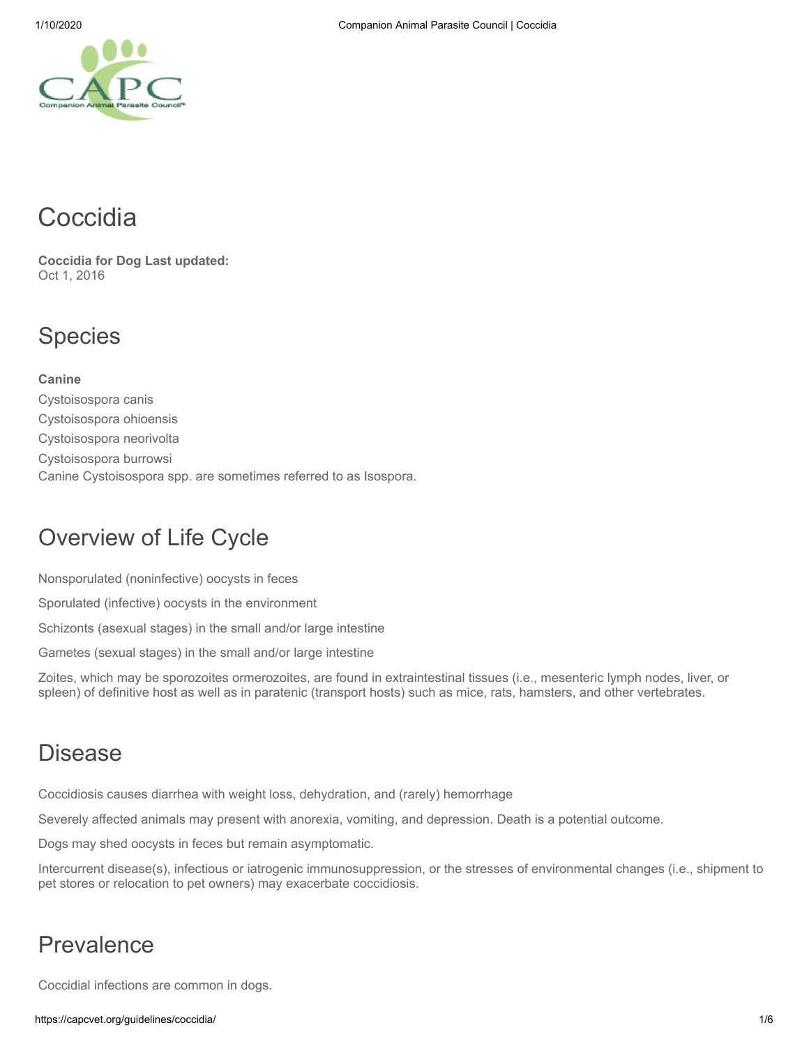# Coccidia

**Coccidia for Dog Last updated:**
Oct 1, 2016

## Species

**Canine**

Cystoisospora canis

Cystoisospora ohioensis

Cystoisospora neorivolta

Cystoisospora burrowsi

Canine Cystoisospora spp. are sometimes referred to as Isospora.

## Overview of Life Cycle

Nonsporulated (noninfective) oocysts in feces

Sporulated (infective) oocysts in the environment

Schizonts (asexual stages) in the small and/or large intestine

Gametes (sexual stages) in the small and/or large intestine

Zoites, which may be sporozoites ormerozoites, are found in extraintestinal tissues (i.e., mesenteric lymph nodes, liver, or spleen) of definitive host as well as in paratenic (transport hosts) such as mice, rats, hamsters, and other vertebrates.

## Disease

Coccidiosis causes diarrhea with weight loss, dehydration, and (rarely) hemorrhage

Severely affected animals may present with anorexia, vomiting, and depression. Death is a potential outcome.

Dogs may shed oocysts in feces but remain asymptomatic.

Intercurrent disease(s), infectious or iatrogenic immunosuppression, or the stresses of environmental changes (i.e., shipment to pet stores or relocation to pet owners) may exacerbate coccidiosis.

## Prevalence

Coccidial infections are common in dogs.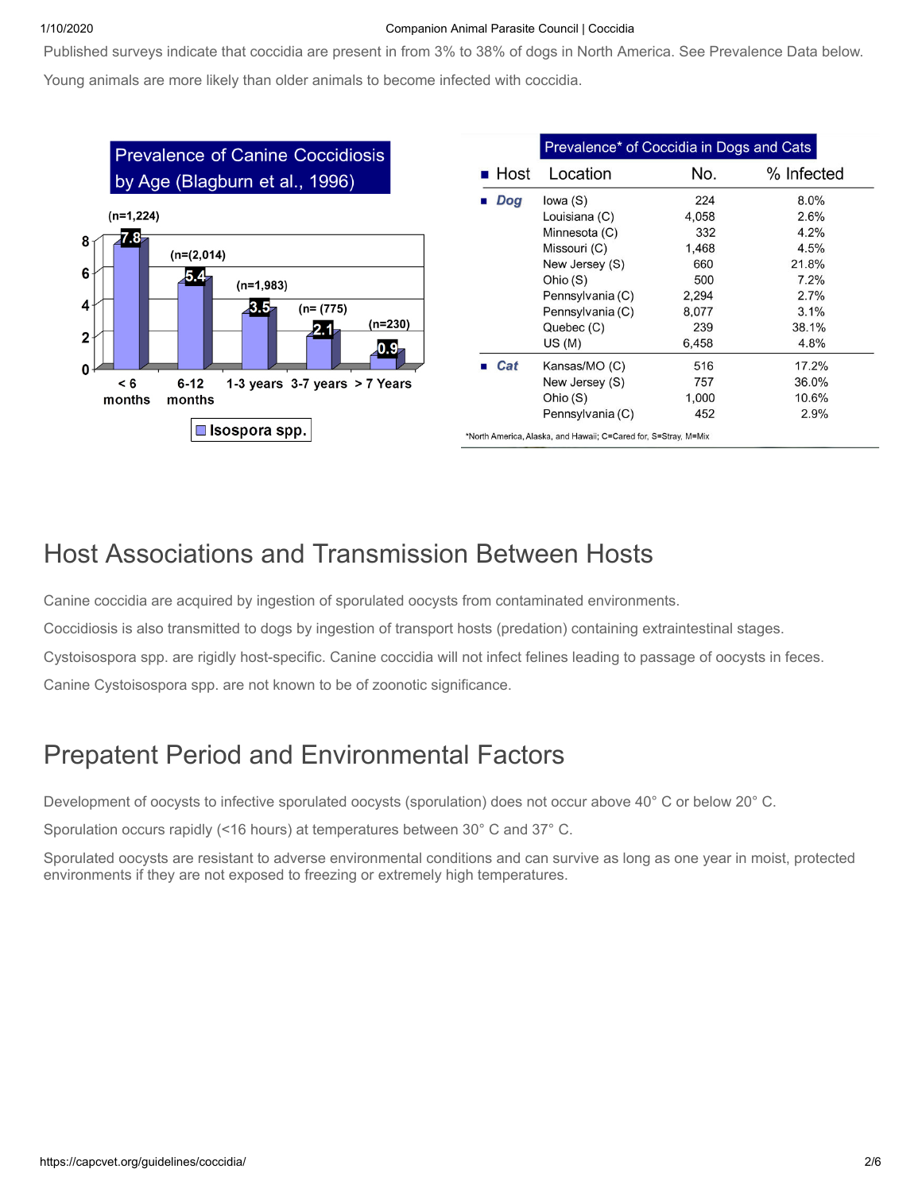Published surveys indicate that coccidia are present in from 3% to 38% of dogs in North America. See Prevalence Data below.

Young animals are more likely than older animals to become infected with coccidia.

**Prevalence of Canine Coccidiosis by Age (Blagburn et al., 1996)**

| Age | n | % (Isospora spp.) |
|---|---|---|
| < 6 months | 1,224 | 7.8 |
| 6-12 months | 2,014 | 5.4 |
| 1-3 years | 1,983 | 3.5 |
| 3-7 years | 775 | 2.1 |
| > 7 Years | 230 | 0.9 |

**Prevalence* of Coccidia in Dogs and Cats**

| Host | Location | No. | % Infected |
|---|---|---|---|
| Dog | Iowa (S) | 224 | 8.0% |
| | Louisiana (C) | 4,058 | 2.6% |
| | Minnesota (C) | 332 | 4.2% |
| | Missouri (C) | 1,468 | 4.5% |
| | New Jersey (S) | 660 | 21.8% |
| | Ohio (S) | 500 | 7.2% |
| | Pennsylvania (C) | 2,294 | 2.7% |
| | Pennsylvania (C) | 8,077 | 3.1% |
| | Quebec (C) | 239 | 38.1% |
| | US (M) | 6,458 | 4.8% |
| Cat | Kansas/MO (C) | 516 | 17.2% |
| | New Jersey (S) | 757 | 36.0% |
| | Ohio (S) | 1,000 | 10.6% |
| | Pennsylvania (C) | 452 | 2.9% |

*North America, Alaska, and Hawaii; C=Cared for, S=Stray, M=Mix

## Host Associations and Transmission Between Hosts

Canine coccidia are acquired by ingestion of sporulated oocysts from contaminated environments.

Coccidiosis is also transmitted to dogs by ingestion of transport hosts (predation) containing extraintestinal stages.

Cystoisospora spp. are rigidly host-specific. Canine coccidia will not infect felines leading to passage of oocysts in feces.

Canine Cystoisospora spp. are not known to be of zoonotic significance.

## Prepatent Period and Environmental Factors

Development of oocysts to infective sporulated oocysts (sporulation) does not occur above 40° C or below 20° C.

Sporulation occurs rapidly (<16 hours) at temperatures between 30° C and 37° C.

Sporulated oocysts are resistant to adverse environmental conditions and can survive as long as one year in moist, protected environments if they are not exposed to freezing or extremely high temperatures.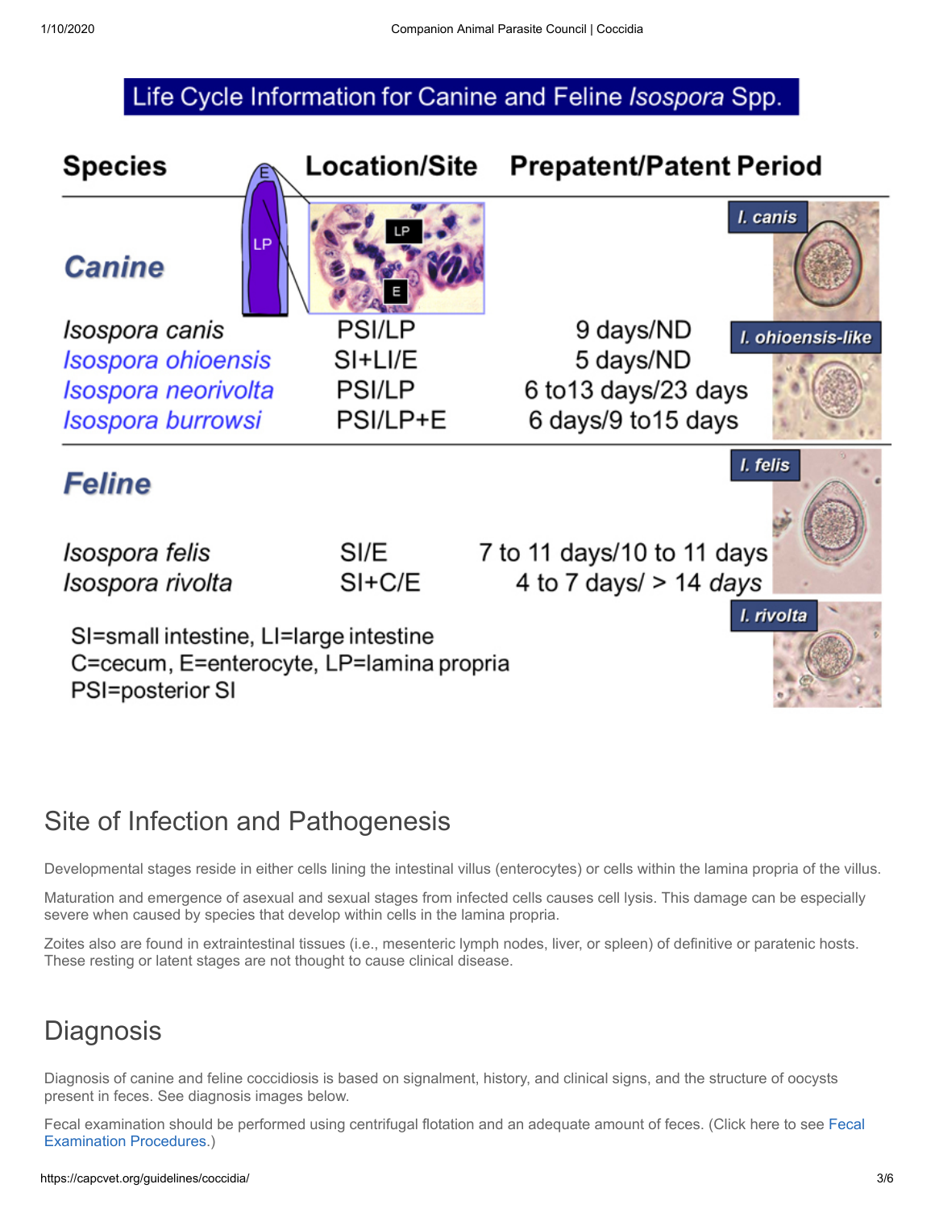## Life Cycle Information for Canine and Feline *Isospora* Spp.

| Species | Location/Site | Prepatent/Patent Period |
|---|---|---|
| **Canine** | | |
| *Isospora canis* | PSI/LP | 9 days/ND |
| *Isospora ohioensis* | SI+LI/E | 5 days/ND |
| *Isospora neorivolta* | PSI/LP | 6 to13 days/23 days |
| *Isospora burrowsi* | PSI/LP+E | 6 days/9 to15 days |
| **Feline** | | |
| *Isospora felis* | SI/E | 7 to 11 days/10 to 11 days |
| *Isospora rivolta* | SI+C/E | 4 to 7 days/ > 14 days |

SI=small intestine, LI=large intestine
C=cecum, E=enterocyte, LP=lamina propria
PSI=posterior SI

## Site of Infection and Pathogenesis

Developmental stages reside in either cells lining the intestinal villus (enterocytes) or cells within the lamina propria of the villus.

Maturation and emergence of asexual and sexual stages from infected cells causes cell lysis. This damage can be especially severe when caused by species that develop within cells in the lamina propria.

Zoites also are found in extraintestinal tissues (i.e., mesenteric lymph nodes, liver, or spleen) of definitive or paratenic hosts. These resting or latent stages are not thought to cause clinical disease.

## Diagnosis

Diagnosis of canine and feline coccidiosis is based on signalment, history, and clinical signs, and the structure of oocysts present in feces. See diagnosis images below.

Fecal examination should be performed using centrifugal flotation and an adequate amount of feces. (Click here to see Fecal Examination Procedures.)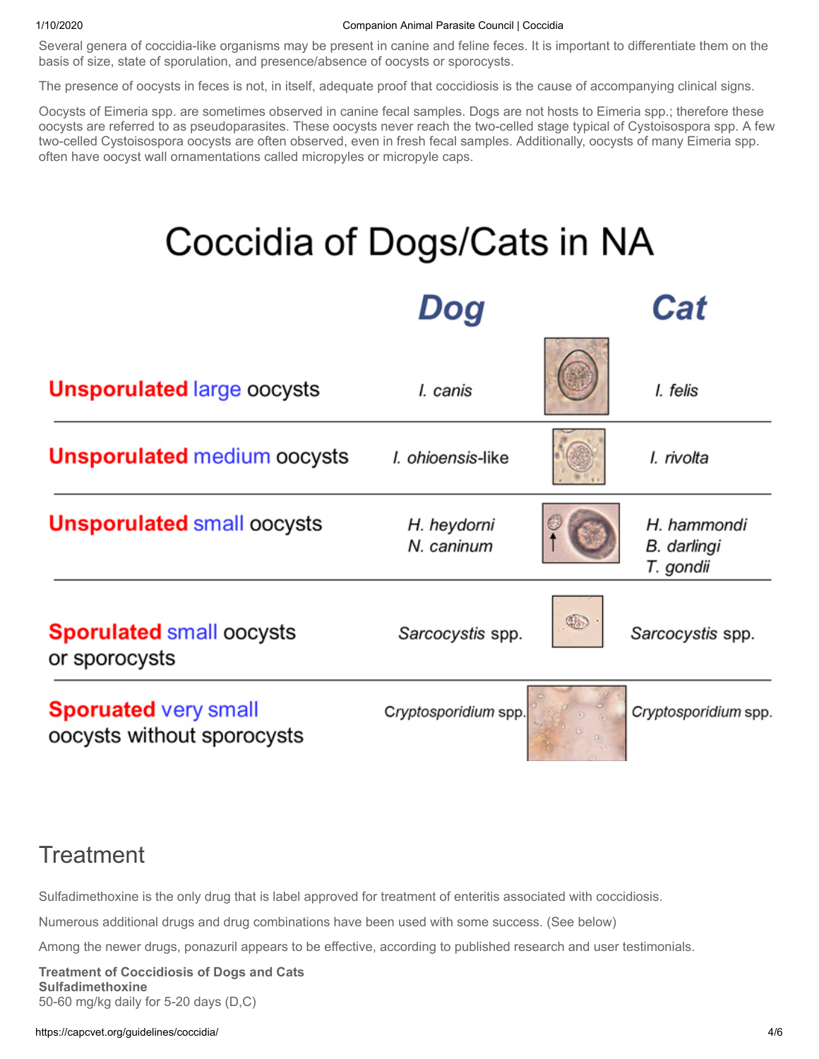Several genera of coccidia-like organisms may be present in canine and feline feces. It is important to differentiate them on the basis of size, state of sporulation, and presence/absence of oocysts or sporocysts.

The presence of oocysts in feces is not, in itself, adequate proof that coccidiosis is the cause of accompanying clinical signs.

Oocysts of Eimeria spp. are sometimes observed in canine fecal samples. Dogs are not hosts to Eimeria spp.; therefore these oocysts are referred to as pseudoparasites. These oocysts never reach the two-celled stage typical of Cystoisospora spp. A few two-celled Cystoisospora oocysts are often observed, even in fresh fecal samples. Additionally, oocysts of many Eimeria spp. often have oocyst wall ornamentations called micropyles or micropyle caps.

## Coccidia of Dogs/Cats in NA

| | Dog | Cat |
|---|---|---|
| **Unsporulated** large oocysts | *I. canis* | *I. felis* |
| **Unsporulated** medium oocysts | *I. ohioensis*-like | *I. rivolta* |
| **Unsporulated** small oocysts | *H. heydorni*<br>*N. caninum* | *H. hammondi*<br>*B. darlingi*<br>*T. gondii* |
| **Sporulated** small oocysts or sporocysts | *Sarcocystis* spp. | *Sarcocystis* spp. |
| **Sporuated** very small oocysts without sporocysts | *Cryptosporidium* spp. | *Cryptosporidium* spp. |

## Treatment

Sulfadimethoxine is the only drug that is label approved for treatment of enteritis associated with coccidiosis.

Numerous additional drugs and drug combinations have been used with some success. (See below)

Among the newer drugs, ponazuril appears to be effective, according to published research and user testimonials.

**Treatment of Coccidiosis of Dogs and Cats**
**Sulfadimethoxine**
50-60 mg/kg daily for 5-20 days (D,C)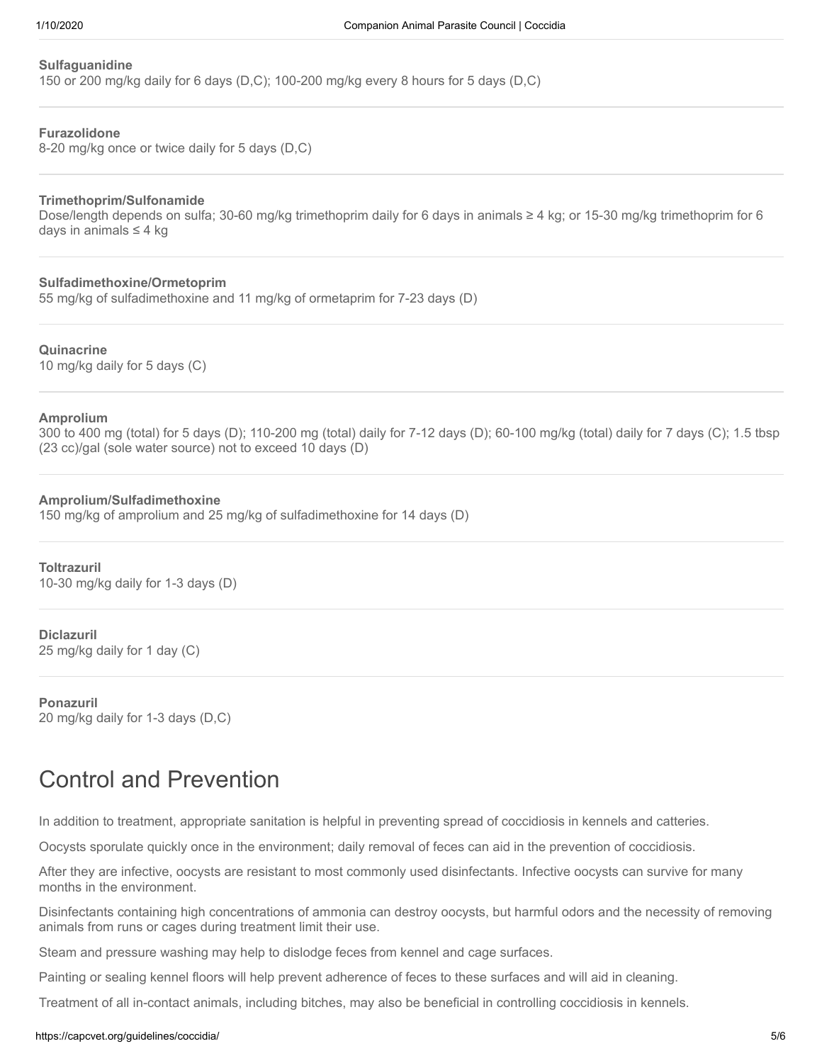**Sulfaguanidine**
150 or 200 mg/kg daily for 6 days (D,C); 100-200 mg/kg every 8 hours for 5 days (D,C)

**Furazolidone**
8-20 mg/kg once or twice daily for 5 days (D,C)

**Trimethoprim/Sulfonamide**
Dose/length depends on sulfa; 30-60 mg/kg trimethoprim daily for 6 days in animals ≥ 4 kg; or 15-30 mg/kg trimethoprim for 6 days in animals ≤ 4 kg

**Sulfadimethoxine/Ormetoprim**
55 mg/kg of sulfadimethoxine and 11 mg/kg of ormetaprim for 7-23 days (D)

**Quinacrine**
10 mg/kg daily for 5 days (C)

**Amprolium**
300 to 400 mg (total) for 5 days (D); 110-200 mg (total) daily for 7-12 days (D); 60-100 mg/kg (total) daily for 7 days (C); 1.5 tbsp (23 cc)/gal (sole water source) not to exceed 10 days (D)

**Amprolium/Sulfadimethoxine**
150 mg/kg of amprolium and 25 mg/kg of sulfadimethoxine for 14 days (D)

**Toltrazuril**
10-30 mg/kg daily for 1-3 days (D)

**Diclazuril**
25 mg/kg daily for 1 day (C)

**Ponazuril**
20 mg/kg daily for 1-3 days (D,C)

# Control and Prevention

In addition to treatment, appropriate sanitation is helpful in preventing spread of coccidiosis in kennels and catteries.

Oocysts sporulate quickly once in the environment; daily removal of feces can aid in the prevention of coccidiosis.

After they are infective, oocysts are resistant to most commonly used disinfectants. Infective oocysts can survive for many months in the environment.

Disinfectants containing high concentrations of ammonia can destroy oocysts, but harmful odors and the necessity of removing animals from runs or cages during treatment limit their use.

Steam and pressure washing may help to dislodge feces from kennel and cage surfaces.

Painting or sealing kennel floors will help prevent adherence of feces to these surfaces and will aid in cleaning.

Treatment of all in-contact animals, including bitches, may also be beneficial in controlling coccidiosis in kennels.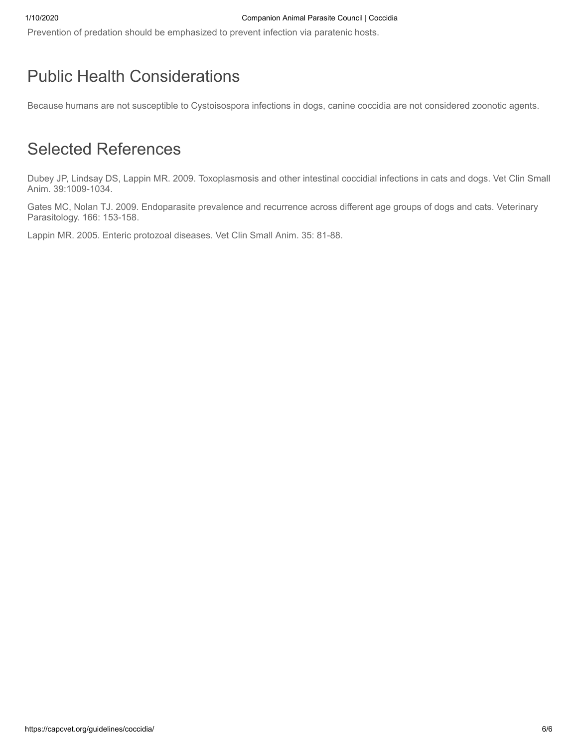Prevention of predation should be emphasized to prevent infection via paratenic hosts.

## Public Health Considerations

Because humans are not susceptible to Cystoisospora infections in dogs, canine coccidia are not considered zoonotic agents.

## Selected References

Dubey JP, Lindsay DS, Lappin MR. 2009. Toxoplasmosis and other intestinal coccidial infections in cats and dogs. Vet Clin Small Anim. 39:1009-1034.

Gates MC, Nolan TJ. 2009. Endoparasite prevalence and recurrence across different age groups of dogs and cats. Veterinary Parasitology. 166: 153-158.

Lappin MR. 2005. Enteric protozoal diseases. Vet Clin Small Anim. 35: 81-88.